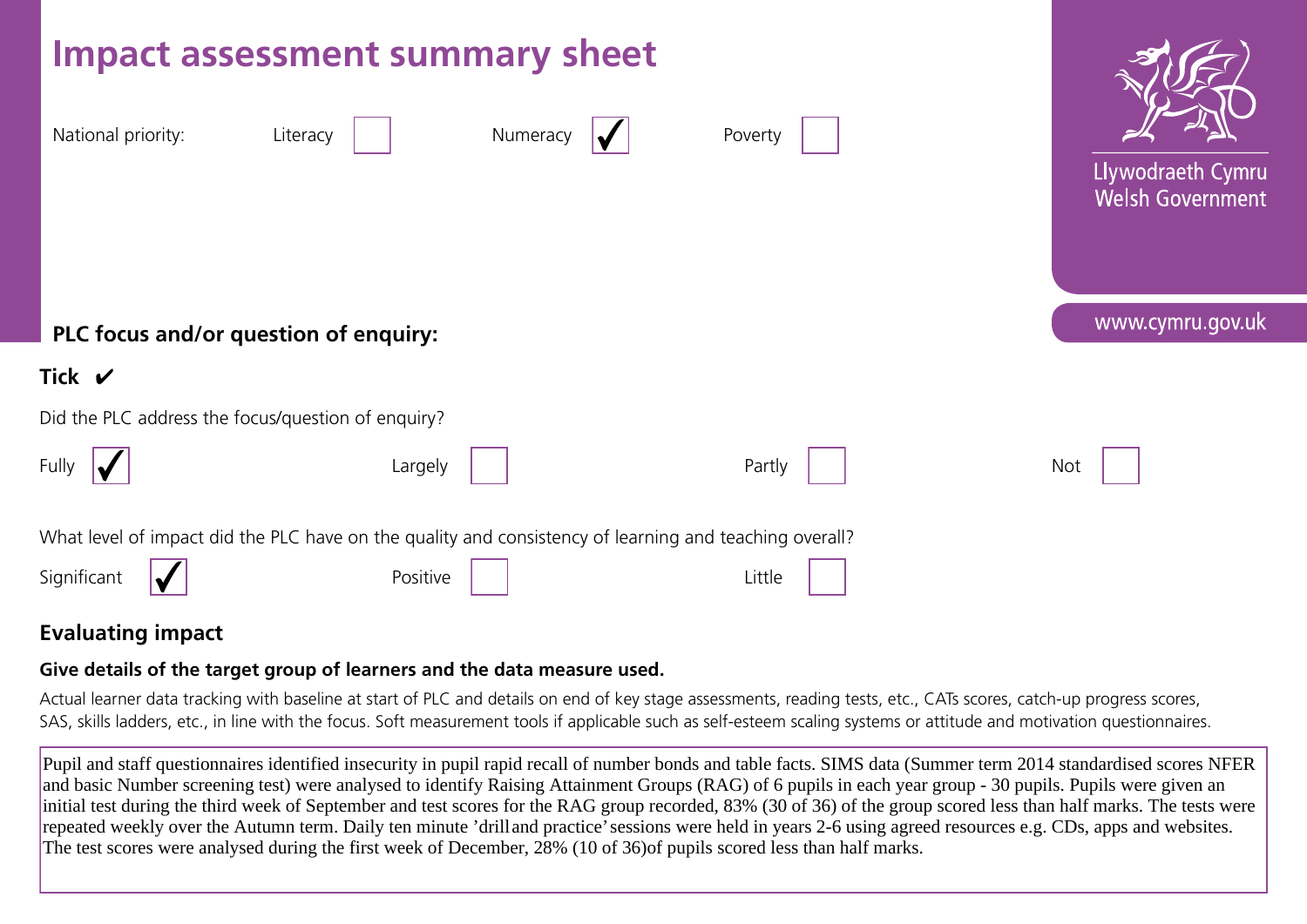# Impact assessment summary sheet

Llywodraeth Cymru
Welsh Government

www.cymru.gov.uk

National priority: Literacy ☐ Numeracy ☑ Poverty ☐

**PLC focus and/or question of enquiry:**

**Tick ✔**

Did the PLC address the focus/question of enquiry?

Fully ☑ Largely ☐ Partly ☐ Not ☐

What level of impact did the PLC have on the quality and consistency of learning and teaching overall?

Significant ☑ Positive ☐ Little ☐

## Evaluating impact

**Give details of the target group of learners and the data measure used.**

Actual learner data tracking with baseline at start of PLC and details on end of key stage assessments, reading tests, etc., CATs scores, catch-up progress scores, SAS, skills ladders, etc., in line with the focus. Soft measurement tools if applicable such as self-esteem scaling systems or attitude and motivation questionnaires.

Pupil and staff questionnaires identified insecurity in pupil rapid recall of number bonds and table facts. SIMS data (Summer term 2014 standardised scores NFER and basic Number screening test) were analysed to identify Raising Attainment Groups (RAG) of 6 pupils in each year group - 30 pupils. Pupils were given an initial test during the third week of September and test scores for the RAG group recorded, 83% (30 of 36) of the group scored less than half marks. The tests were repeated weekly over the Autumn term. Daily ten minute 'drill and practice' sessions were held in years 2-6 using agreed resources e.g. CDs, apps and websites. The test scores were analysed during the first week of December, 28% (10 of 36)of pupils scored less than half marks.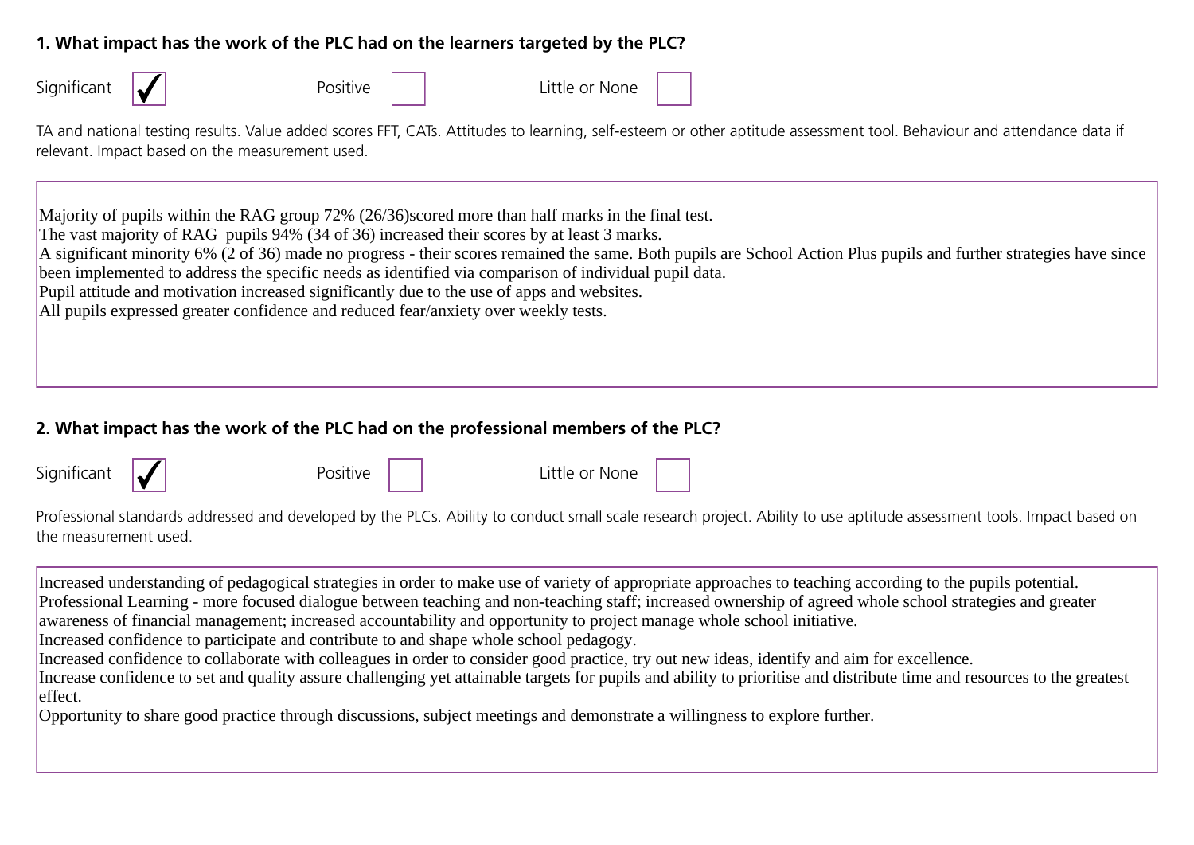**1. What impact has the work of the PLC had on the learners targeted by the PLC?**

Significant ☑ Positive ☐ Little or None ☐

TA and national testing results. Value added scores FFT, CATs. Attitudes to learning, self-esteem or other aptitude assessment tool. Behaviour and attendance data if relevant. Impact based on the measurement used.

Majority of pupils within the RAG group 72% (26/36)scored more than half marks in the final test.
The vast majority of RAG pupils 94% (34 of 36) increased their scores by at least 3 marks.
A significant minority 6% (2 of 36) made no progress - their scores remained the same. Both pupils are School Action Plus pupils and further strategies have since been implemented to address the specific needs as identified via comparison of individual pupil data.
Pupil attitude and motivation increased significantly due to the use of apps and websites.
All pupils expressed greater confidence and reduced fear/anxiety over weekly tests.

**2. What impact has the work of the PLC had on the professional members of the PLC?**

Significant ☑ Positive ☐ Little or None ☐

Professional standards addressed and developed by the PLCs. Ability to conduct small scale research project. Ability to use aptitude assessment tools. Impact based on the measurement used.

Increased understanding of pedagogical strategies in order to make use of variety of appropriate approaches to teaching according to the pupils potential.
Professional Learning - more focused dialogue between teaching and non-teaching staff; increased ownership of agreed whole school strategies and greater awareness of financial management; increased accountability and opportunity to project manage whole school initiative.
Increased confidence to participate and contribute to and shape whole school pedagogy.
Increased confidence to collaborate with colleagues in order to consider good practice, try out new ideas, identify and aim for excellence.
Increase confidence to set and quality assure challenging yet attainable targets for pupils and ability to prioritise and distribute time and resources to the greatest effect.
Opportunity to share good practice through discussions, subject meetings and demonstrate a willingness to explore further.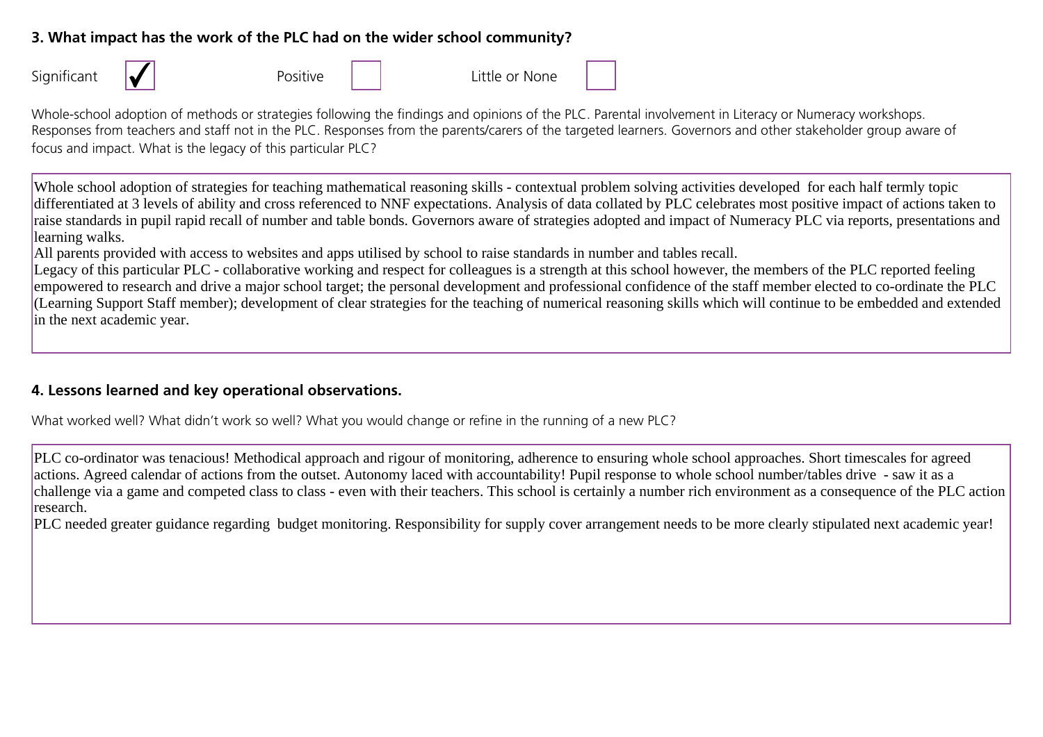### 3. What impact has the work of the PLC had on the wider school community?

Significant ☑ Positive ☐ Little or None ☐

Whole-school adoption of methods or strategies following the findings and opinions of the PLC. Parental involvement in Literacy or Numeracy workshops. Responses from teachers and staff not in the PLC. Responses from the parents/carers of the targeted learners. Governors and other stakeholder group aware of focus and impact. What is the legacy of this particular PLC?

Whole school adoption of strategies for teaching mathematical reasoning skills - contextual problem solving activities developed for each half termly topic differentiated at 3 levels of ability and cross referenced to NNF expectations. Analysis of data collated by PLC celebrates most positive impact of actions taken to raise standards in pupil rapid recall of number and table bonds. Governors aware of strategies adopted and impact of Numeracy PLC via reports, presentations and learning walks.
All parents provided with access to websites and apps utilised by school to raise standards in number and tables recall.
Legacy of this particular PLC - collaborative working and respect for colleagues is a strength at this school however, the members of the PLC reported feeling empowered to research and drive a major school target; the personal development and professional confidence of the staff member elected to co-ordinate the PLC (Learning Support Staff member); development of clear strategies for the teaching of numerical reasoning skills which will continue to be embedded and extended in the next academic year.

### 4. Lessons learned and key operational observations.

What worked well? What didn't work so well? What you would change or refine in the running of a new PLC?

PLC co-ordinator was tenacious! Methodical approach and rigour of monitoring, adherence to ensuring whole school approaches. Short timescales for agreed actions. Agreed calendar of actions from the outset. Autonomy laced with accountability! Pupil response to whole school number/tables drive - saw it as a challenge via a game and competed class to class - even with their teachers. This school is certainly a number rich environment as a consequence of the PLC action research.
PLC needed greater guidance regarding budget monitoring. Responsibility for supply cover arrangement needs to be more clearly stipulated next academic year!